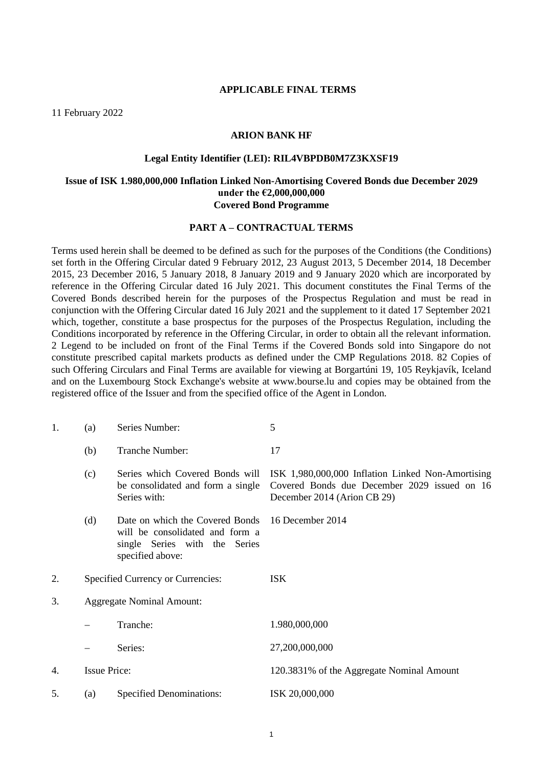**APPLICABLE FINAL TERMS**

11 February 2022

**ARION BANK HF**

**Legal Entity Identifier (LEI): RIL4VBPDB0M7Z3KXSF19**

**Issue of ISK 1.980,000,000 Inflation Linked Non-Amortising Covered Bonds due December 2029 under the €2,000,000,000 Covered Bond Programme**

**PART A – CONTRACTUAL TERMS**

Terms used herein shall be deemed to be defined as such for the purposes of the Conditions (the Conditions) set forth in the Offering Circular dated 9 February 2012, 23 August 2013, 5 December 2014, 18 December 2015, 23 December 2016, 5 January 2018, 8 January 2019 and 9 January 2020 which are incorporated by reference in the Offering Circular dated 16 July 2021. This document constitutes the Final Terms of the Covered Bonds described herein for the purposes of the Prospectus Regulation and must be read in conjunction with the Offering Circular dated 16 July 2021 and the supplement to it dated 17 September 2021 which, together, constitute a base prospectus for the purposes of the Prospectus Regulation, including the Conditions incorporated by reference in the Offering Circular, in order to obtain all the relevant information. 2 Legend to be included on front of the Final Terms if the Covered Bonds sold into Singapore do not constitute prescribed capital markets products as defined under the CMP Regulations 2018. 82 Copies of such Offering Circulars and Final Terms are available for viewing at Borgartúni 19, 105 Reykjavík, Iceland and on the Luxembourg Stock Exchange's website at www.bourse.lu and copies may be obtained from the registered office of the Issuer and from the specified office of the Agent in London.

| | | | |
|---|---|---|---|
| 1. | (a) | Series Number: | 5 |
| | (b) | Tranche Number: | 17 |
| | (c) | Series which Covered Bonds will be consolidated and form a single Series with: | ISK 1,980,000,000 Inflation Linked Non-Amortising Covered Bonds due December 2029 issued on 16 December 2014 (Arion CB 29) |
| | (d) | Date on which the Covered Bonds will be consolidated and form a single Series with the Series specified above: | 16 December 2014 |
| 2. | Specified Currency or Currencies: | | ISK |
| 3. | Aggregate Nominal Amount: | | |
| | – | Tranche: | 1.980,000,000 |
| | – | Series: | 27,200,000,000 |
| 4. | Issue Price: | | 120.3831% of the Aggregate Nominal Amount |
| 5. | (a) | Specified Denominations: | ISK 20,000,000 |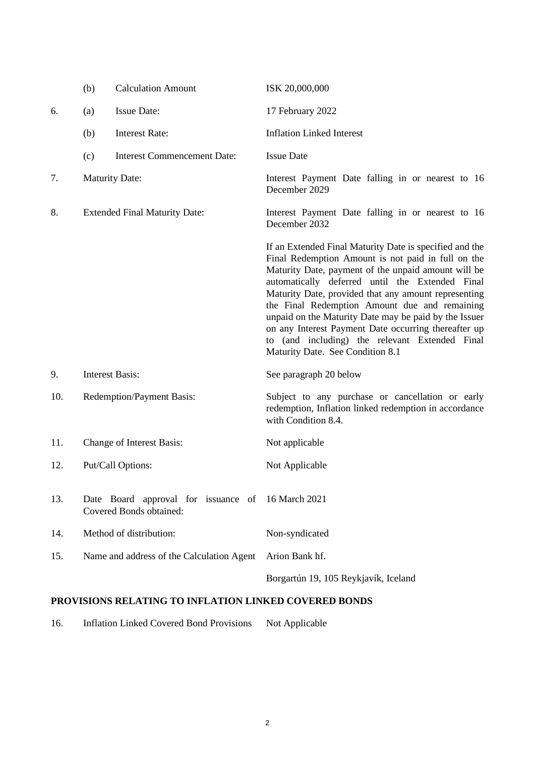| | | | |
|---|---|---|---|
| | (b) | Calculation Amount | ISK 20,000,000 |
| 6. | (a) | Issue Date: | 17 February 2022 |
| | (b) | Interest Rate: | Inflation Linked Interest |
| | (c) | Interest Commencement Date: | Issue Date |
| 7. | Maturity Date: | | Interest Payment Date falling in or nearest to 16 December 2029 |
| 8. | Extended Final Maturity Date: | | Interest Payment Date falling in or nearest to 16 December 2032<br><br>If an Extended Final Maturity Date is specified and the Final Redemption Amount is not paid in full on the Maturity Date, payment of the unpaid amount will be automatically deferred until the Extended Final Maturity Date, provided that any amount representing the Final Redemption Amount due and remaining unpaid on the Maturity Date may be paid by the Issuer on any Interest Payment Date occurring thereafter up to (and including) the relevant Extended Final Maturity Date. See Condition 8.1 |
| 9. | Interest Basis: | | See paragraph 20 below |
| 10. | Redemption/Payment Basis: | | Subject to any purchase or cancellation or early redemption, Inflation linked redemption in accordance with Condition 8.4. |
| 11. | Change of Interest Basis: | | Not applicable |
| 12. | Put/Call Options: | | Not Applicable |
| 13. | Date Board approval for issuance of Covered Bonds obtained: | | 16 March 2021 |
| 14. | Method of distribution: | | Non-syndicated |
| 15. | Name and address of the Calculation Agent | | Arion Bank hf.<br><br>Borgartún 19, 105 Reykjavík, Iceland |

**PROVISIONS RELATING TO INFLATION LINKED COVERED BONDS**

| | | |
|---|---|---|
| 16. | Inflation Linked Covered Bond Provisions | Not Applicable |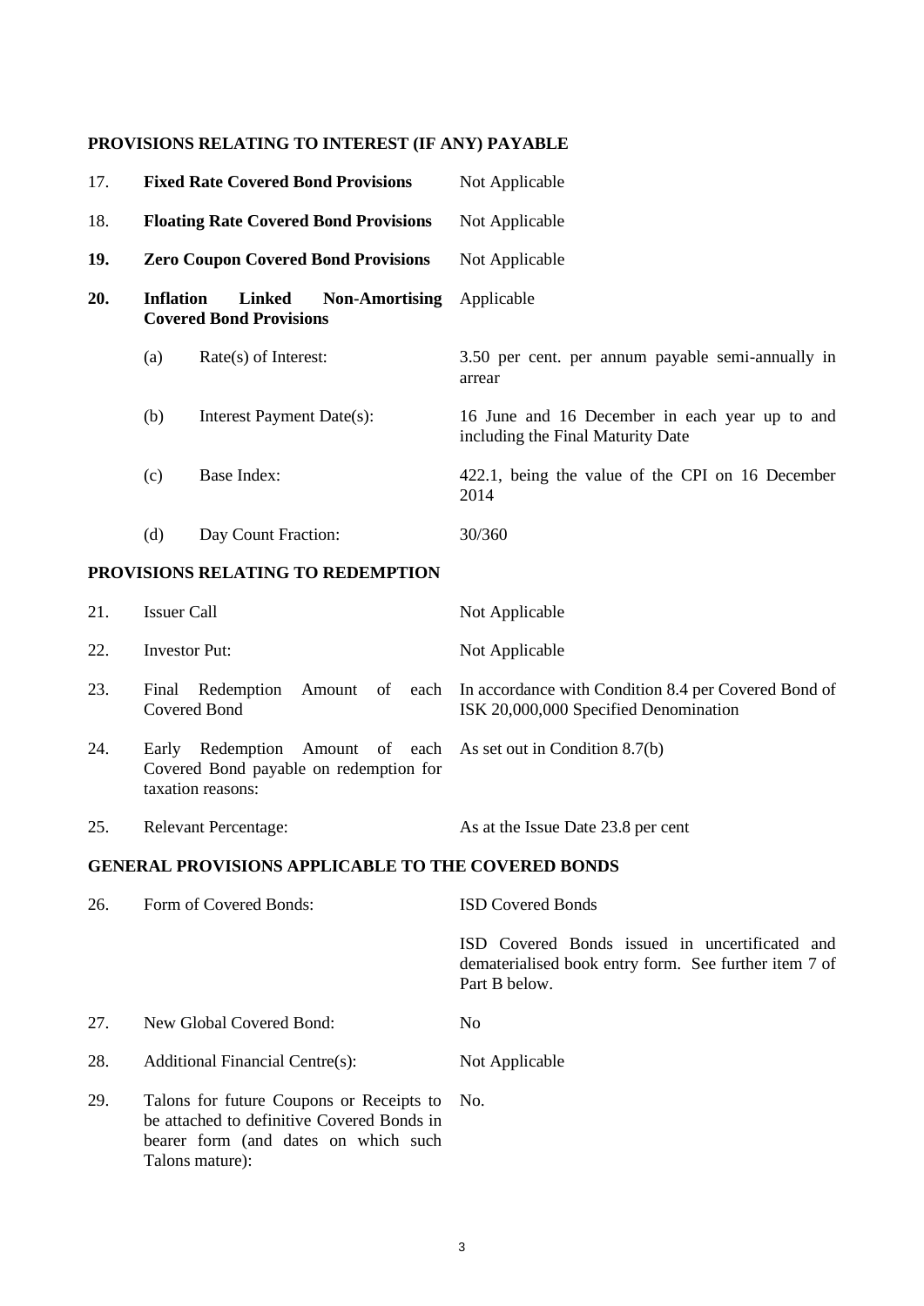**PROVISIONS RELATING TO INTEREST (IF ANY) PAYABLE**

| | | |
|---|---|---|
| 17. | **Fixed Rate Covered Bond Provisions** | Not Applicable |
| 18. | **Floating Rate Covered Bond Provisions** | Not Applicable |
| **19.** | **Zero Coupon Covered Bond Provisions** | Not Applicable |
| **20.** | **Inflation Linked Non-Amortising Covered Bond Provisions** | Applicable |
| | (a) Rate(s) of Interest: | 3.50 per cent. per annum payable semi-annually in arrear |
| | (b) Interest Payment Date(s): | 16 June and 16 December in each year up to and including the Final Maturity Date |
| | (c) Base Index: | 422.1, being the value of the CPI on 16 December 2014 |
| | (d) Day Count Fraction: | 30/360 |

**PROVISIONS RELATING TO REDEMPTION**

| | | |
|---|---|---|
| 21. | Issuer Call | Not Applicable |
| 22. | Investor Put: | Not Applicable |
| 23. | Final Redemption Amount of each Covered Bond | In accordance with Condition 8.4 per Covered Bond of ISK 20,000,000 Specified Denomination |
| 24. | Early Redemption Amount of each Covered Bond payable on redemption for taxation reasons: | As set out in Condition 8.7(b) |
| 25. | Relevant Percentage: | As at the Issue Date 23.8 per cent |

**GENERAL PROVISIONS APPLICABLE TO THE COVERED BONDS**

| | | |
|---|---|---|
| 26. | Form of Covered Bonds: | ISD Covered Bonds<br><br>ISD Covered Bonds issued in uncertificated and dematerialised book entry form. See further item 7 of Part B below. |
| 27. | New Global Covered Bond: | No |
| 28. | Additional Financial Centre(s): | Not Applicable |
| 29. | Talons for future Coupons or Receipts to be attached to definitive Covered Bonds in bearer form (and dates on which such Talons mature): | No. |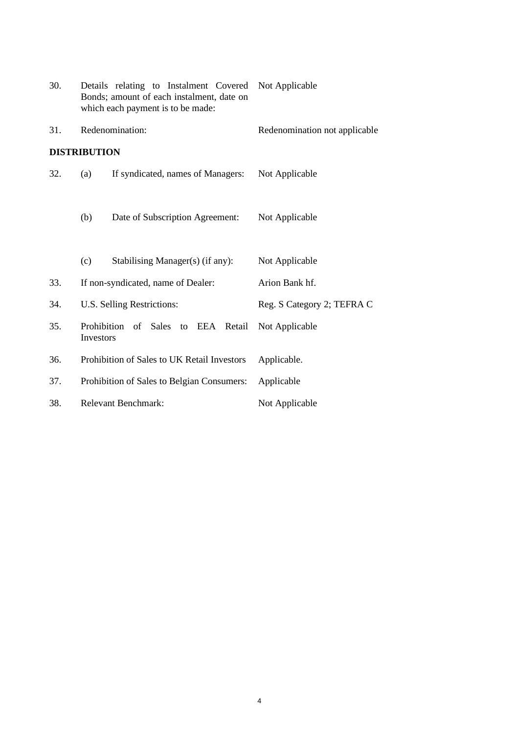| | | |
|---|---|---|
| 30. | Details relating to Instalment Covered Bonds; amount of each instalment, date on which each payment is to be made: | Not Applicable |
| 31. | Redenomination: | Redenomination not applicable |

**DISTRIBUTION**

| | | | |
|---|---|---|---|
| 32. | (a) | If syndicated, names of Managers: | Not Applicable |
| | (b) | Date of Subscription Agreement: | Not Applicable |
| | (c) | Stabilising Manager(s) (if any): | Not Applicable |
| 33. | | If non-syndicated, name of Dealer: | Arion Bank hf. |
| 34. | | U.S. Selling Restrictions: | Reg. S Category 2; TEFRA C |
| 35. | | Prohibition of Sales to EEA Retail Investors | Not Applicable |
| 36. | | Prohibition of Sales to UK Retail Investors | Applicable. |
| 37. | | Prohibition of Sales to Belgian Consumers: | Applicable |
| 38. | | Relevant Benchmark: | Not Applicable |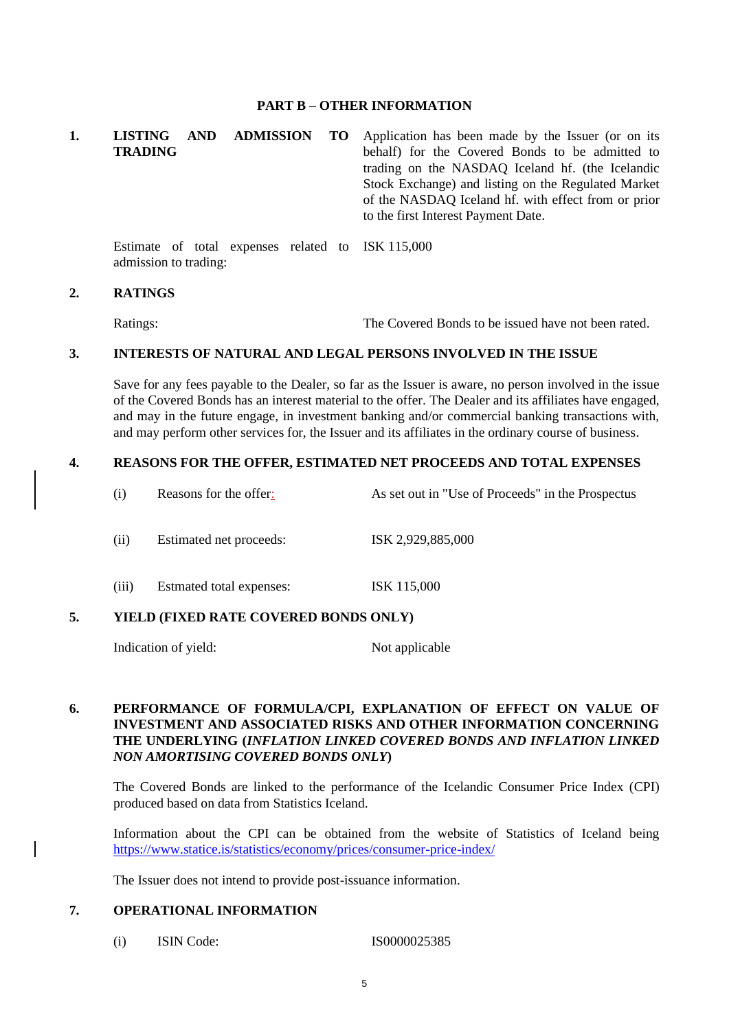## PART B – OTHER INFORMATION

**1. LISTING AND ADMISSION TO TRADING**

Application has been made by the Issuer (or on its behalf) for the Covered Bonds to be admitted to trading on the NASDAQ Iceland hf. (the Icelandic Stock Exchange) and listing on the Regulated Market of the NASDAQ Iceland hf. with effect from or prior to the first Interest Payment Date.

| | |
|---|---|
| Estimate of total expenses related to admission to trading: | ISK 115,000 |

**2. RATINGS**

| | |
|---|---|
| Ratings: | The Covered Bonds to be issued have not been rated. |

**3. INTERESTS OF NATURAL AND LEGAL PERSONS INVOLVED IN THE ISSUE**

Save for any fees payable to the Dealer, so far as the Issuer is aware, no person involved in the issue of the Covered Bonds has an interest material to the offer. The Dealer and its affiliates have engaged, and may in the future engage, in investment banking and/or commercial banking transactions with, and may perform other services for, the Issuer and its affiliates in the ordinary course of business.

**4. REASONS FOR THE OFFER, ESTIMATED NET PROCEEDS AND TOTAL EXPENSES**

| | | |
|---|---|---|
| (i) | Reasons for the offer: | As set out in "Use of Proceeds" in the Prospectus |
| (ii) | Estimated net proceeds: | ISK 2,929,885,000 |
| (iii) | Estmated total expenses: | ISK 115,000 |

**5. YIELD (FIXED RATE COVERED BONDS ONLY)**

| | |
|---|---|
| Indication of yield: | Not applicable |

**6. PERFORMANCE OF FORMULA/CPI, EXPLANATION OF EFFECT ON VALUE OF INVESTMENT AND ASSOCIATED RISKS AND OTHER INFORMATION CONCERNING THE UNDERLYING (*INFLATION LINKED COVERED BONDS AND INFLATION LINKED NON AMORTISING COVERED BONDS ONLY*)**

The Covered Bonds are linked to the performance of the Icelandic Consumer Price Index (CPI) produced based on data from Statistics Iceland.

Information about the CPI can be obtained from the website of Statistics of Iceland being https://www.statice.is/statistics/economy/prices/consumer-price-index/

The Issuer does not intend to provide post-issuance information.

**7. OPERATIONAL INFORMATION**

| | | |
|---|---|---|
| (i) | ISIN Code: | IS0000025385 |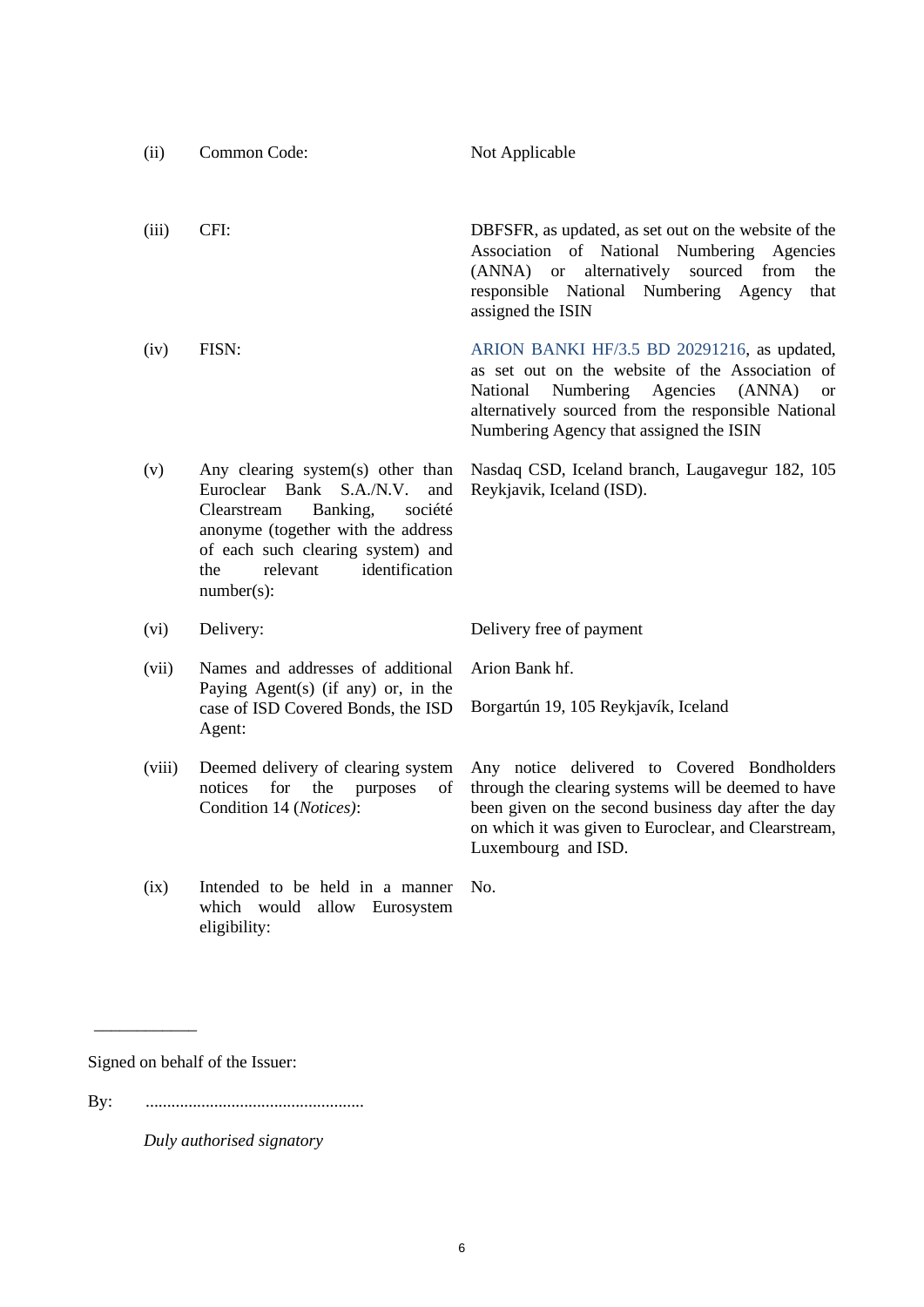| | | |
|---|---|---|
| (ii) | Common Code: | Not Applicable |
| (iii) | CFI: | DBFSFR, as updated, as set out on the website of the Association of National Numbering Agencies (ANNA) or alternatively sourced from the responsible National Numbering Agency that assigned the ISIN |
| (iv) | FISN: | ARION BANKI HF/3.5 BD 20291216, as updated, as set out on the website of the Association of National Numbering Agencies (ANNA) or alternatively sourced from the responsible National Numbering Agency that assigned the ISIN |
| (v) | Any clearing system(s) other than Euroclear Bank S.A./N.V. and Clearstream Banking, société anonyme (together with the address of each such clearing system) and the relevant identification number(s): | Nasdaq CSD, Iceland branch, Laugavegur 182, 105 Reykjavik, Iceland (ISD). |
| (vi) | Delivery: | Delivery free of payment |
| (vii) | Names and addresses of additional Paying Agent(s) (if any) or, in the case of ISD Covered Bonds, the ISD Agent: | Arion Bank hf.<br><br>Borgartún 19, 105 Reykjavík, Iceland |
| (viii) | Deemed delivery of clearing system notices for the purposes of Condition 14 (*Notices)*: | Any notice delivered to Covered Bondholders through the clearing systems will be deemed to have been given on the second business day after the day on which it was given to Euroclear, and Clearstream, Luxembourg and ISD. |
| (ix) | Intended to be held in a manner which would allow Eurosystem eligibility: | No. |

___________

Signed on behalf of the Issuer:

By: ...................................................

*Duly authorised signatory*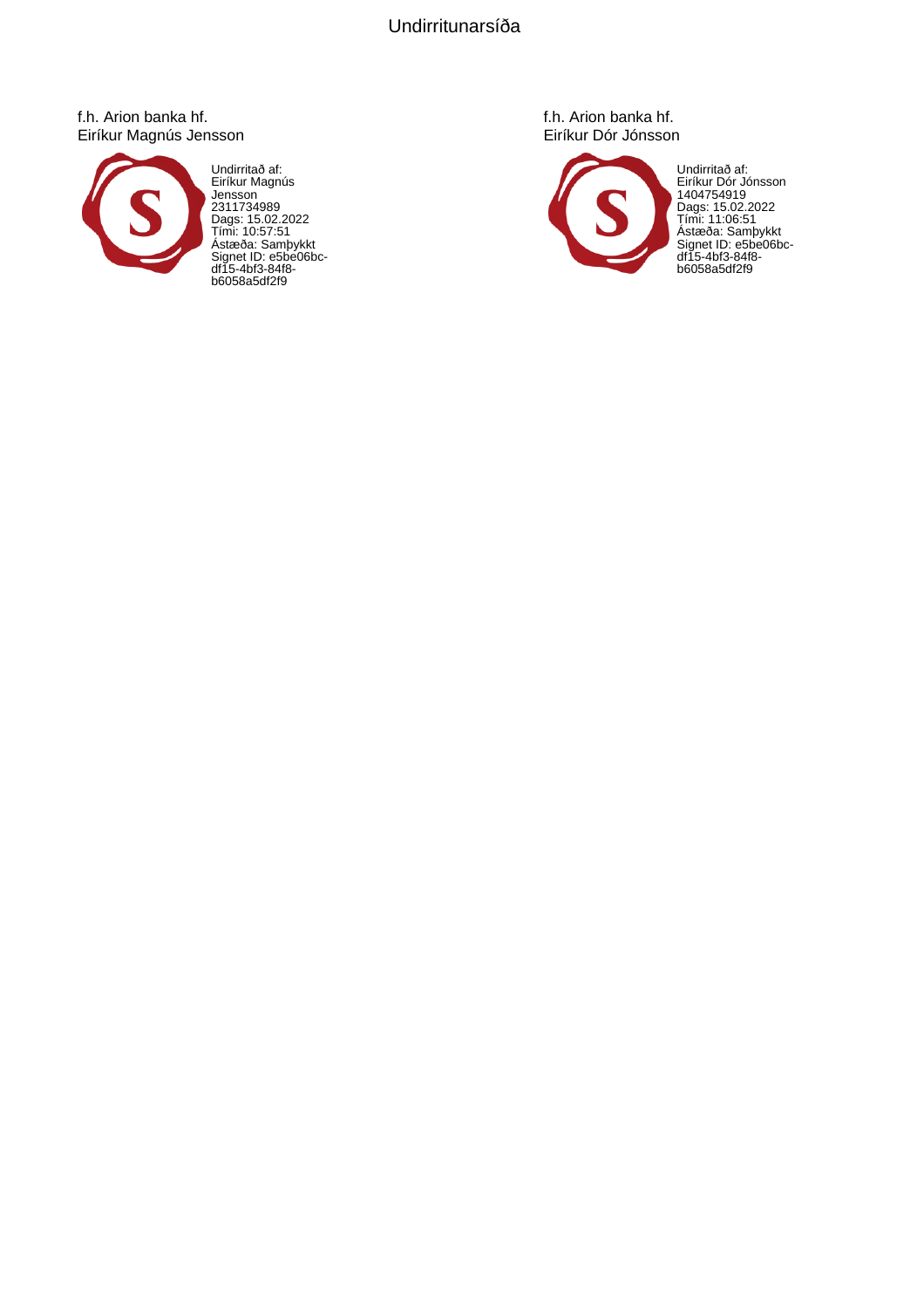# Undirritunarsíða

f.h. Arion banka hf.
Eiríkur Magnús Jensson

Undirritað af:
Eiríkur Magnús
Jensson
2311734989
Dags: 15.02.2022
Tími: 10:57:51
Ástæða: Samþykkt
Signet ID: e5be06bc-df15-4bf3-84f8-b6058a5df2f9

f.h. Arion banka hf.
Eiríkur Dór Jónsson

Undirritað af:
Eiríkur Dór Jónsson
1404754919
Dags: 15.02.2022
Tími: 11:06:51
Ástæða: Samþykkt
Signet ID: e5be06bc-df15-4bf3-84f8-b6058a5df2f9